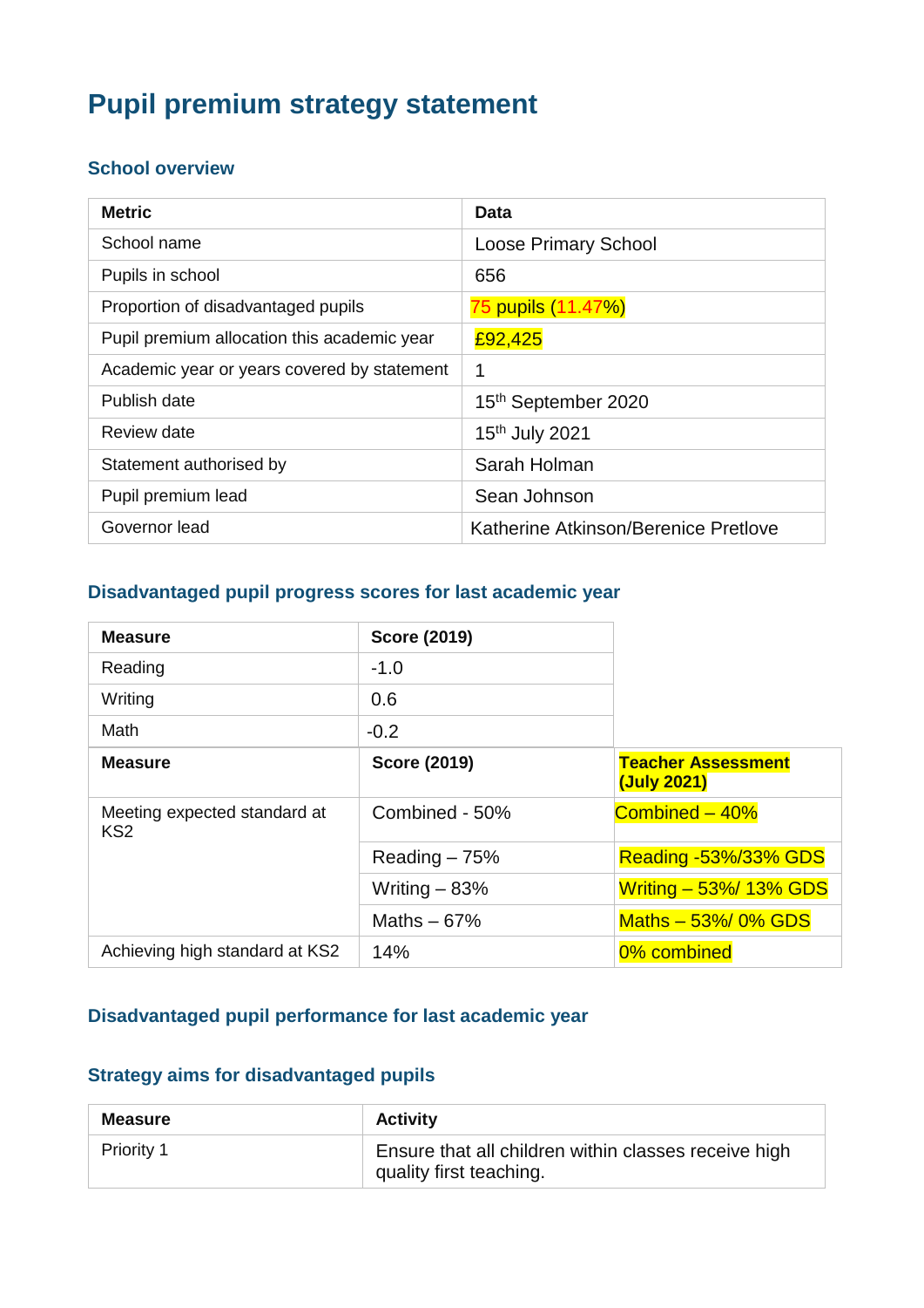# Pupil premium strategy statement

## School overview

| Metric | Data |
|---|---|
| School name | Loose Primary School |
| Pupils in school | 656 |
| Proportion of disadvantaged pupils | 75 pupils (11.47%) |
| Pupil premium allocation this academic year | £92,425 |
| Academic year or years covered by statement | 1 |
| Publish date | 15th September 2020 |
| Review date | 15th July 2021 |
| Statement authorised by | Sarah Holman |
| Pupil premium lead | Sean Johnson |
| Governor lead | Katherine Atkinson/Berenice Pretlove |

## Disadvantaged pupil progress scores for last academic year

| Measure | Score (2019) | |
|---|---|---|
| Reading | -1.0 | |
| Writing | 0.6 | |
| Math | -0.2 | |
| **Measure** | **Score (2019)** | **Teacher Assessment (July 2021)** |
| Meeting expected standard at KS2 | Combined - 50% | Combined – 40% |
| | Reading – 75% | Reading -53%/33% GDS |
| | Writing – 83% | Writing – 53%/ 13% GDS |
| | Maths – 67% | Maths – 53%/ 0% GDS |
| Achieving high standard at KS2 | 14% | 0% combined |

## Disadvantaged pupil performance for last academic year

## Strategy aims for disadvantaged pupils

| Measure | Activity |
|---|---|
| Priority 1 | Ensure that all children within classes receive high quality first teaching. |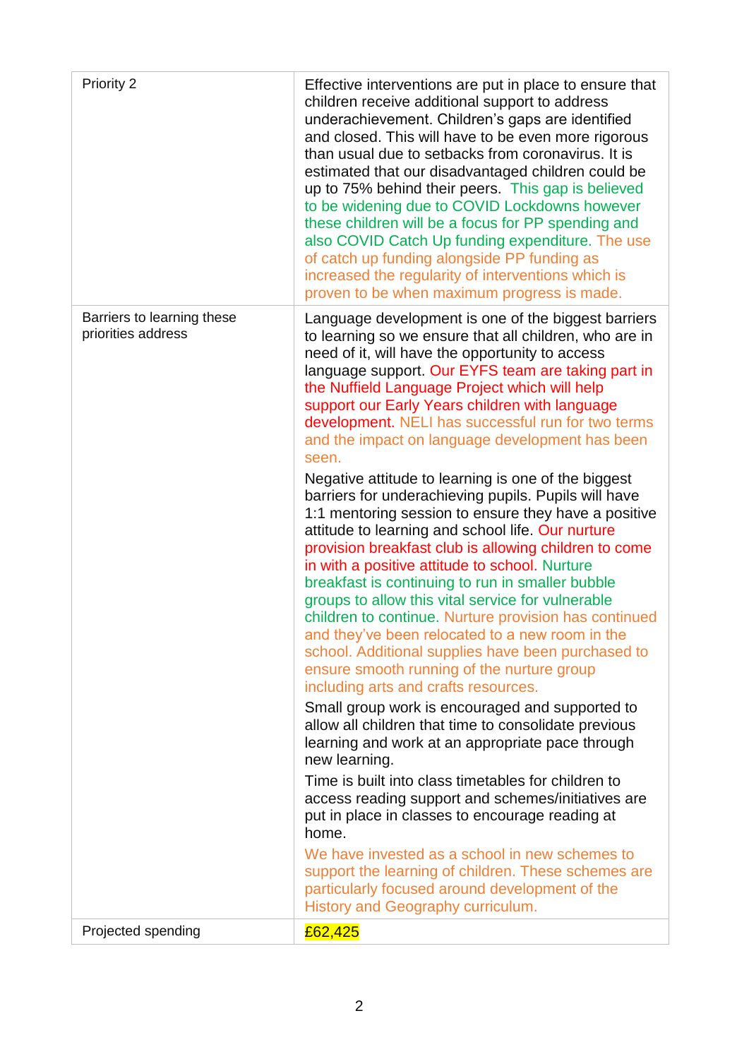| Priority 2 | Effective interventions are put in place to ensure that children receive additional support to address underachievement. Children's gaps are identified and closed. This will have to be even more rigorous than usual due to setbacks from coronavirus. It is estimated that our disadvantaged children could be up to 75% behind their peers. This gap is believed to be widening due to COVID Lockdowns however these children will be a focus for PP spending and also COVID Catch Up funding expenditure. The use of catch up funding alongside PP funding as increased the regularity of interventions which is proven to be when maximum progress is made. |
|---|---|
| Barriers to learning these priorities address | Language development is one of the biggest barriers to learning so we ensure that all children, who are in need of it, will have the opportunity to access language support. Our EYFS team are taking part in the Nuffield Language Project which will help support our Early Years children with language development. NELI has successful run for two terms and the impact on language development has been seen.<br><br>Negative attitude to learning is one of the biggest barriers for underachieving pupils. Pupils will have 1:1 mentoring session to ensure they have a positive attitude to learning and school life. Our nurture provision breakfast club is allowing children to come in with a positive attitude to school. Nurture breakfast is continuing to run in smaller bubble groups to allow this vital service for vulnerable children to continue. Nurture provision has continued and they've been relocated to a new room in the school. Additional supplies have been purchased to ensure smooth running of the nurture group including arts and crafts resources.<br><br>Small group work is encouraged and supported to allow all children that time to consolidate previous learning and work at an appropriate pace through new learning.<br><br>Time is built into class timetables for children to access reading support and schemes/initiatives are put in place in classes to encourage reading at home.<br><br>We have invested as a school in new schemes to support the learning of children. These schemes are particularly focused around development of the History and Geography curriculum. |
| Projected spending | £62,425 |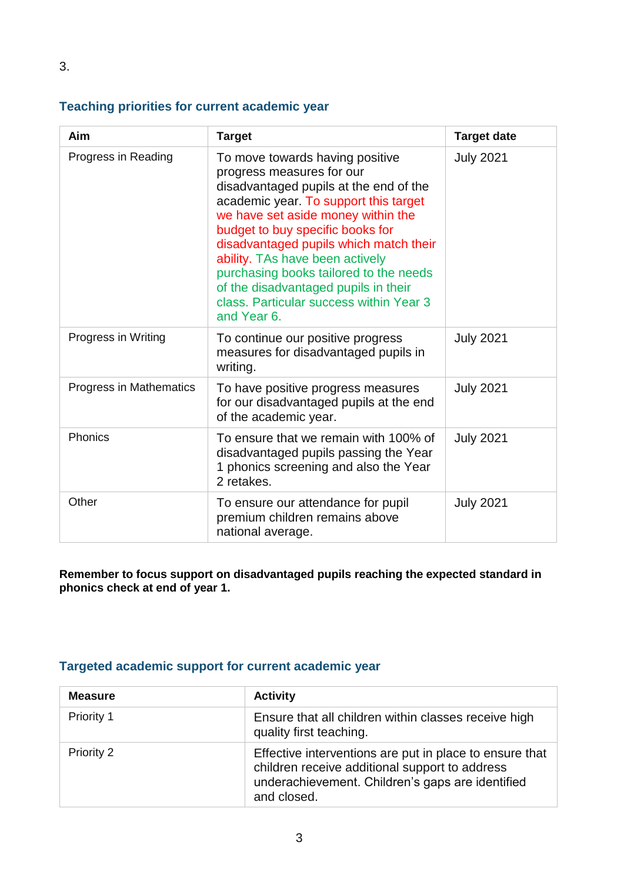3.

## Teaching priorities for current academic year

| Aim | Target | Target date |
| --- | --- | --- |
| Progress in Reading | To move towards having positive progress measures for our disadvantaged pupils at the end of the academic year. To support this target we have set aside money within the budget to buy specific books for disadvantaged pupils which match their ability. TAs have been actively purchasing books tailored to the needs of the disadvantaged pupils in their class. Particular success within Year 3 and Year 6. | July 2021 |
| Progress in Writing | To continue our positive progress measures for disadvantaged pupils in writing. | July 2021 |
| Progress in Mathematics | To have positive progress measures for our disadvantaged pupils at the end of the academic year. | July 2021 |
| Phonics | To ensure that we remain with 100% of disadvantaged pupils passing the Year 1 phonics screening and also the Year 2 retakes. | July 2021 |
| Other | To ensure our attendance for pupil premium children remains above national average. | July 2021 |

**Remember to focus support on disadvantaged pupils reaching the expected standard in phonics check at end of year 1.**

## Targeted academic support for current academic year

| Measure | Activity |
| --- | --- |
| Priority 1 | Ensure that all children within classes receive high quality first teaching. |
| Priority 2 | Effective interventions are put in place to ensure that children receive additional support to address underachievement. Children's gaps are identified and closed. |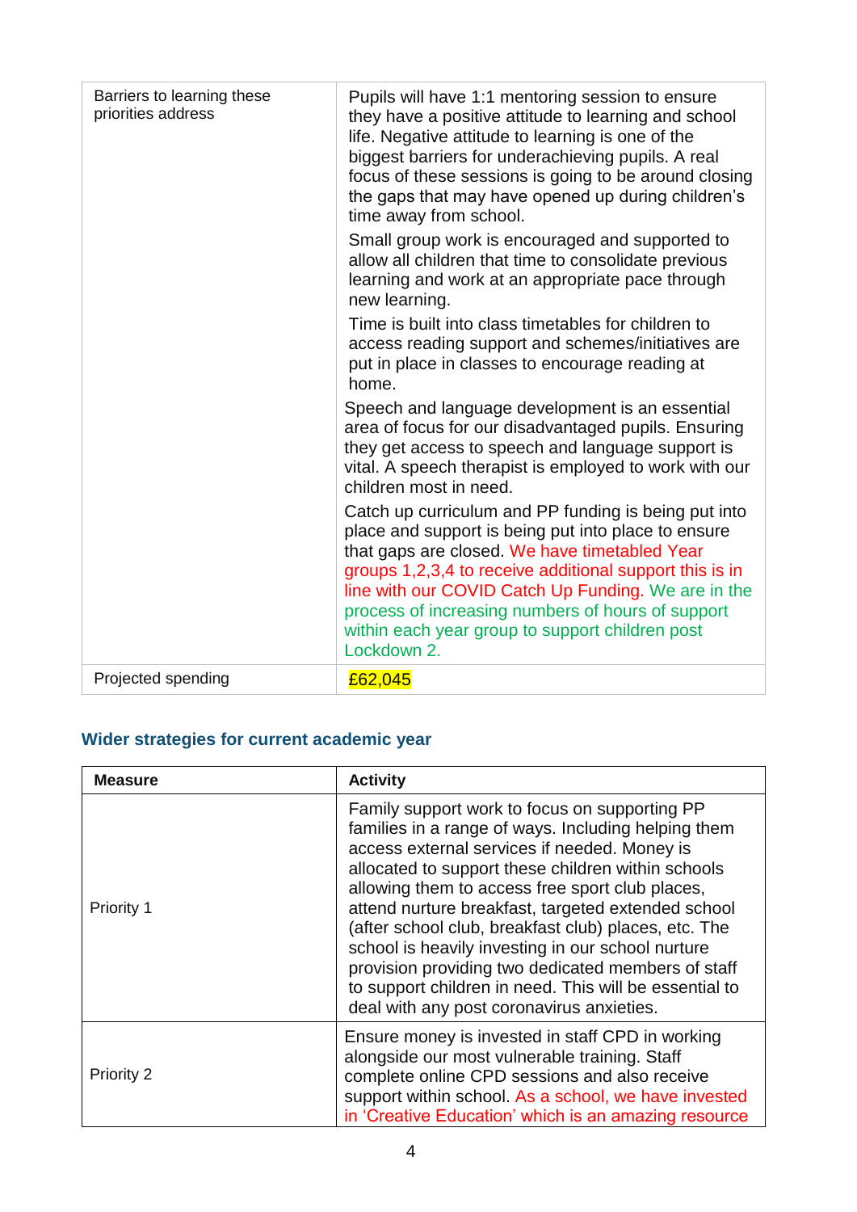| Barriers to learning these priorities address | Pupils will have 1:1 mentoring session to ensure they have a positive attitude to learning and school life. Negative attitude to learning is one of the biggest barriers for underachieving pupils. A real focus of these sessions is going to be around closing the gaps that may have opened up during children's time away from school.<br><br>Small group work is encouraged and supported to allow all children that time to consolidate previous learning and work at an appropriate pace through new learning.<br><br>Time is built into class timetables for children to access reading support and schemes/initiatives are put in place in classes to encourage reading at home.<br><br>Speech and language development is an essential area of focus for our disadvantaged pupils. Ensuring they get access to speech and language support is vital. A speech therapist is employed to work with our children most in need.<br><br>Catch up curriculum and PP funding is being put into place and support is being put into place to ensure that gaps are closed. We have timetabled Year groups 1,2,3,4 to receive additional support this is in line with our COVID Catch Up Funding. We are in the process of increasing numbers of hours of support within each year group to support children post Lockdown 2. |
|---|---|
| Projected spending | £62,045 |

## Wider strategies for current academic year

| Measure | Activity |
|---|---|
| Priority 1 | Family support work to focus on supporting PP families in a range of ways. Including helping them access external services if needed. Money is allocated to support these children within schools allowing them to access free sport club places, attend nurture breakfast, targeted extended school (after school club, breakfast club) places, etc. The school is heavily investing in our school nurture provision providing two dedicated members of staff to support children in need. This will be essential to deal with any post coronavirus anxieties. |
| Priority 2 | Ensure money is invested in staff CPD in working alongside our most vulnerable training. Staff complete online CPD sessions and also receive support within school. As a school, we have invested in 'Creative Education' which is an amazing resource |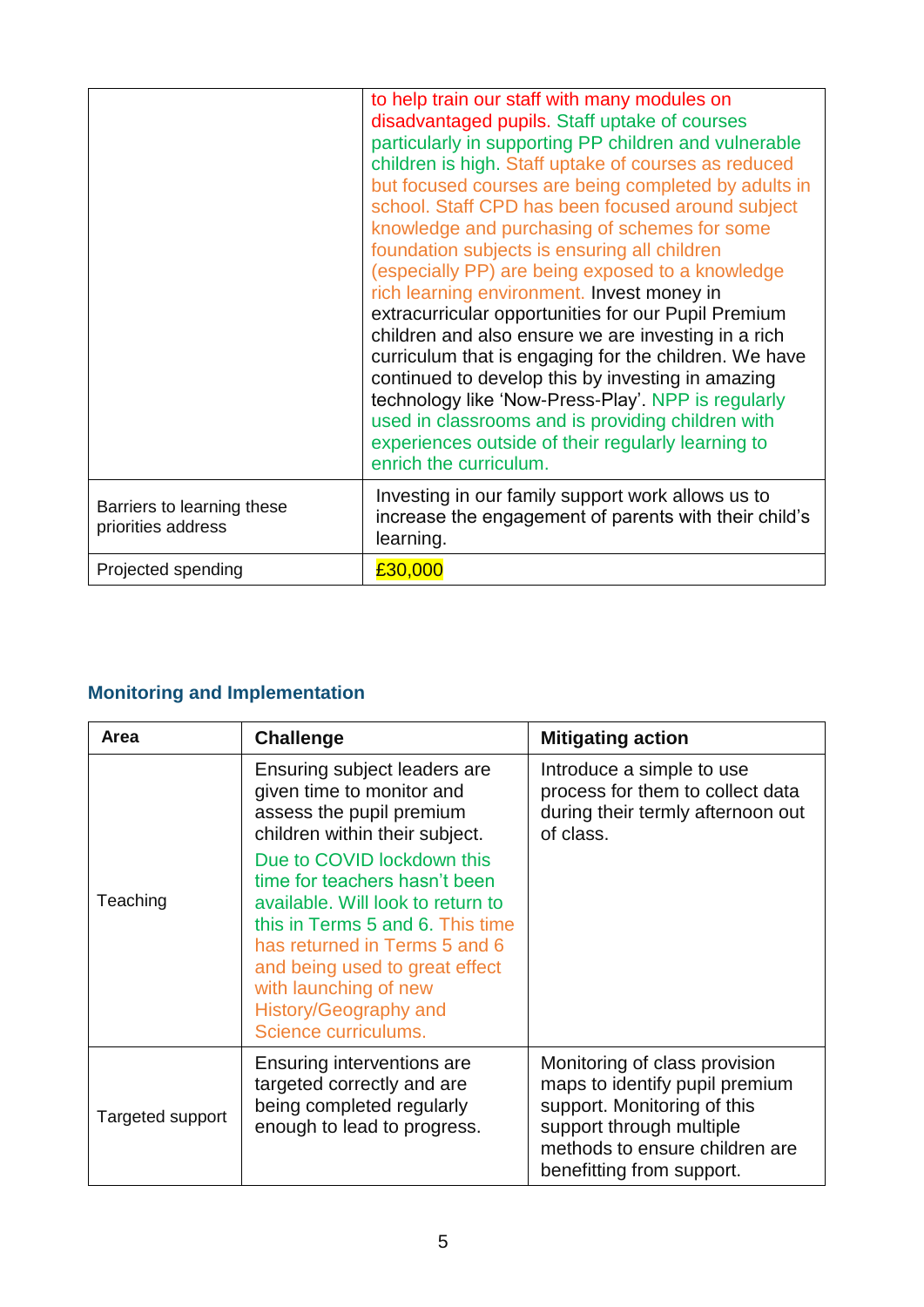| | |
|---|---|
| | to help train our staff with many modules on disadvantaged pupils. Staff uptake of courses particularly in supporting PP children and vulnerable children is high. Staff uptake of courses as reduced but focused courses are being completed by adults in school. Staff CPD has been focused around subject knowledge and purchasing of schemes for some foundation subjects is ensuring all children (especially PP) are being exposed to a knowledge rich learning environment. Invest money in extracurricular opportunities for our Pupil Premium children and also ensure we are investing in a rich curriculum that is engaging for the children. We have continued to develop this by investing in amazing technology like 'Now-Press-Play'. NPP is regularly used in classrooms and is providing children with experiences outside of their regularly learning to enrich the curriculum. |
| Barriers to learning these priorities address | Investing in our family support work allows us to increase the engagement of parents with their child's learning. |
| Projected spending | £30,000 |

## Monitoring and Implementation

| Area | Challenge | Mitigating action |
|---|---|---|
| Teaching | Ensuring subject leaders are given time to monitor and assess the pupil premium children within their subject. Due to COVID lockdown this time for teachers hasn't been available. Will look to return to this in Terms 5 and 6. This time has returned in Terms 5 and 6 and being used to great effect with launching of new History/Geography and Science curriculums. | Introduce a simple to use process for them to collect data during their termly afternoon out of class. |
| Targeted support | Ensuring interventions are targeted correctly and are being completed regularly enough to lead to progress. | Monitoring of class provision maps to identify pupil premium support. Monitoring of this support through multiple methods to ensure children are benefitting from support. |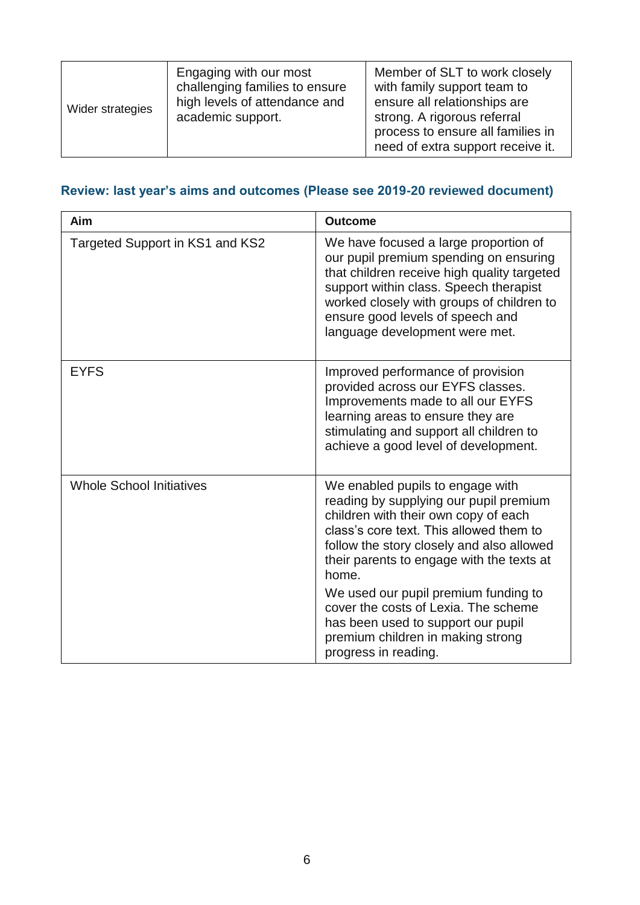| | | |
|---|---|---|
| Wider strategies | Engaging with our most challenging families to ensure high levels of attendance and academic support. | Member of SLT to work closely with family support team to ensure all relationships are strong. A rigorous referral process to ensure all families in need of extra support receive it. |

### Review: last year's aims and outcomes (Please see 2019-20 reviewed document)

| Aim | Outcome |
|---|---|
| Targeted Support in KS1 and KS2 | We have focused a large proportion of our pupil premium spending on ensuring that children receive high quality targeted support within class. Speech therapist worked closely with groups of children to ensure good levels of speech and language development were met. |
| EYFS | Improved performance of provision provided across our EYFS classes. Improvements made to all our EYFS learning areas to ensure they are stimulating and support all children to achieve a good level of development. |
| Whole School Initiatives | We enabled pupils to engage with reading by supplying our pupil premium children with their own copy of each class's core text. This allowed them to follow the story closely and also allowed their parents to engage with the texts at home.<br><br>We used our pupil premium funding to cover the costs of Lexia. The scheme has been used to support our pupil premium children in making strong progress in reading. |